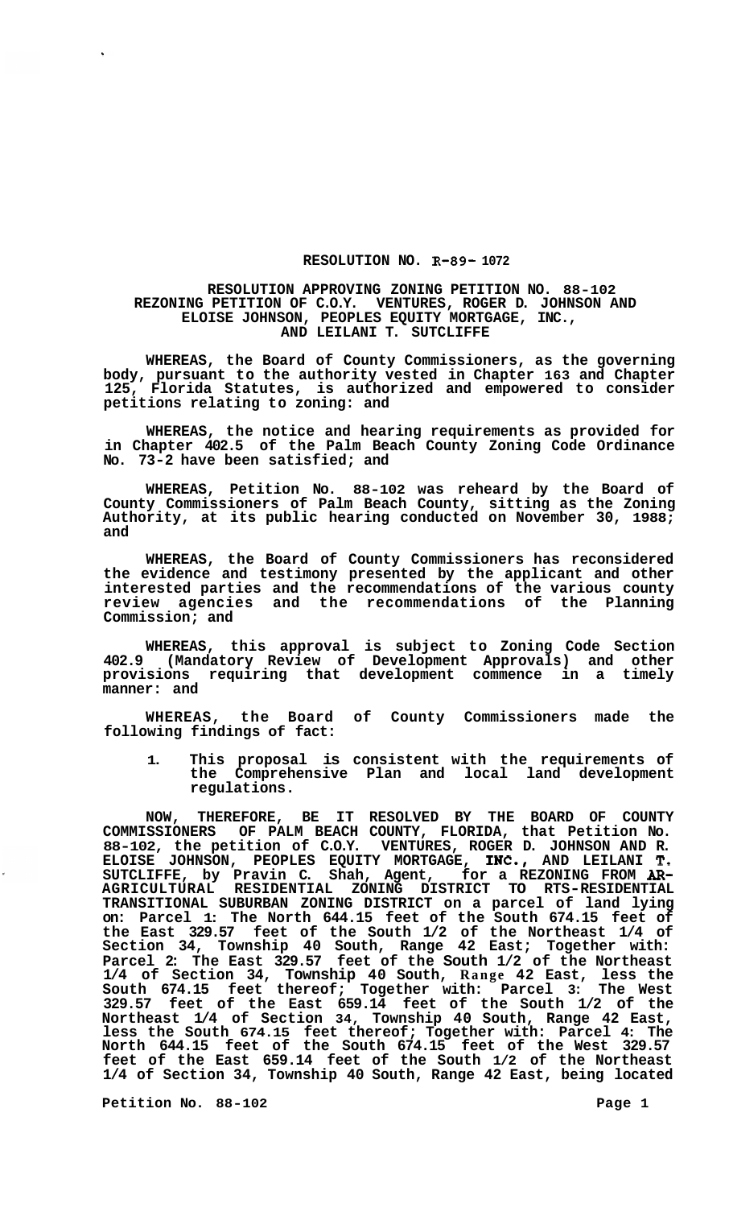# RESOLUTION NO. R-89- 1072

## RESOLUTION APPROVING ZONING PETITION NO. 88-102 REZONING PETITION OF C.O.Y. VENTURES, ROGER D. JOHNSON AND ELOISE JOHNSON, PEOPLES EQUITY MORTGAGE, INC., AND LEILANI T. SUTCLIFFE

WHEREAS, the Board of County Commissioners, as the governing body, pursuant to the authority vested in Chapter 163 and Chapter 125, Florida Statutes, is authorized and empowered to consider petitions relating to zoning: and

WHEREAS, the notice and hearing requirements as provided for in Chapter 402.5 of the Palm Beach County Zoning Code Ordinance No. 73-2 have been satisfied; and

WHEREAS, Petition No. 88-102 was reheard by the Board of County Commissioners of Palm Beach County, sitting as the Zoning Authority, at its public hearing conducted on November 30, 1988; and

WHEREAS, the Board of County Commissioners has reconsidered the evidence and testimony presented by the applicant and other interested parties and the recommendations of the various county review agencies and the recommendations of the Planning Commission; and

WHEREAS, this approval is subject to Zoning Code Section 402.9 (Mandatory Review of Development Approvals) and other provisions requiring that development commence in a timely manner: and

WHEREAS, the Board of County Commissioners made the following findings of fact:

1. This proposal is consistent with the requirements of the Comprehensive Plan and local land development regulations.

NOW, THEREFORE, BE IT RESOLVED BY THE BOARD OF COUNTY COMMISSIONERS OF PALM BEACH COUNTY, FLORIDA, that Petition No. 88-102, the petition of C.O.Y. VENTURES, ROGER D. JOHNSON AND R. ELOISE JOHNSON, PEOPLES EQUITY MORTGAGE, INC., AND LEILANI T. SUTCLIFFE, by Pravin C. Shah, Agent, for a REZONING FROM AR-AGRICULTURAL RESIDENTIAL ZONING DISTRICT TO RTS-RESIDENTIAL TRANSITIONAL SUBURBAN ZONING DISTRICT on a parcel of land lying on: Parcel 1: The North 644.15 feet of the South 674.15 feet of the East 329.57 feet of the South 1/2 of the Northeast 1/4 of Section 34, Township 40 South, Range 42 East; Together with: Parcel 2: The East 329.57 feet of the South 1/2 of the Northeast 1/4 of Section 34, Township 40 South, Range 42 East, less the South 674.15 feet thereof; Together with: Parcel 3: The West 329.57 feet of the East 659.14 feet of the South 1/2 of the Northeast 1/4 of Section 34, Township 40 South, Range 42 East, less the South 674.15 feet thereof; Together with: Parcel 4: The North 644.15 feet of the South 674.15 feet of the West 329.57 feet of the East 659.14 feet of the South 1/2 of the Northeast 1/4 of Section 34, Township 40 South, Range 42 East, being located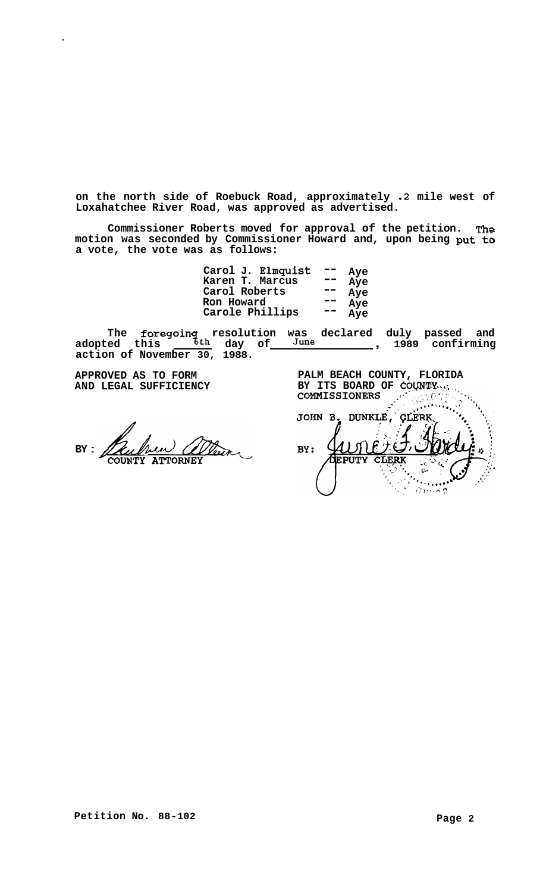on the north side of Roebuck Road, approximately .2 mile west of Loxahatchee River Road, was approved as advertised.

Commissioner Roberts moved for approval of the petition. The motion was seconded by Commissioner Howard and, upon being put to a vote, the vote was as follows:

| | | |
|---|---|---|
| Carol J. Elmquist | -- | Aye |
| Karen T. Marcus | -- | Aye |
| Carol Roberts | -- | Aye |
| Ron Howard | -- | Aye |
| Carole Phillips | -- | Aye |

The foregoing resolution was declared duly passed and adopted this 6th day of June, 1989 confirming action of November 30, 1988.

APPROVED AS TO FORM AND LEGAL SUFFICIENCY

BY: COUNTY ATTORNEY

PALM BEACH COUNTY, FLORIDA BY ITS BOARD OF COUNTY COMMISSIONERS

JOHN B. DUNKLE, CLERK

BY: DEPUTY CLERK

Petition No. 88-102